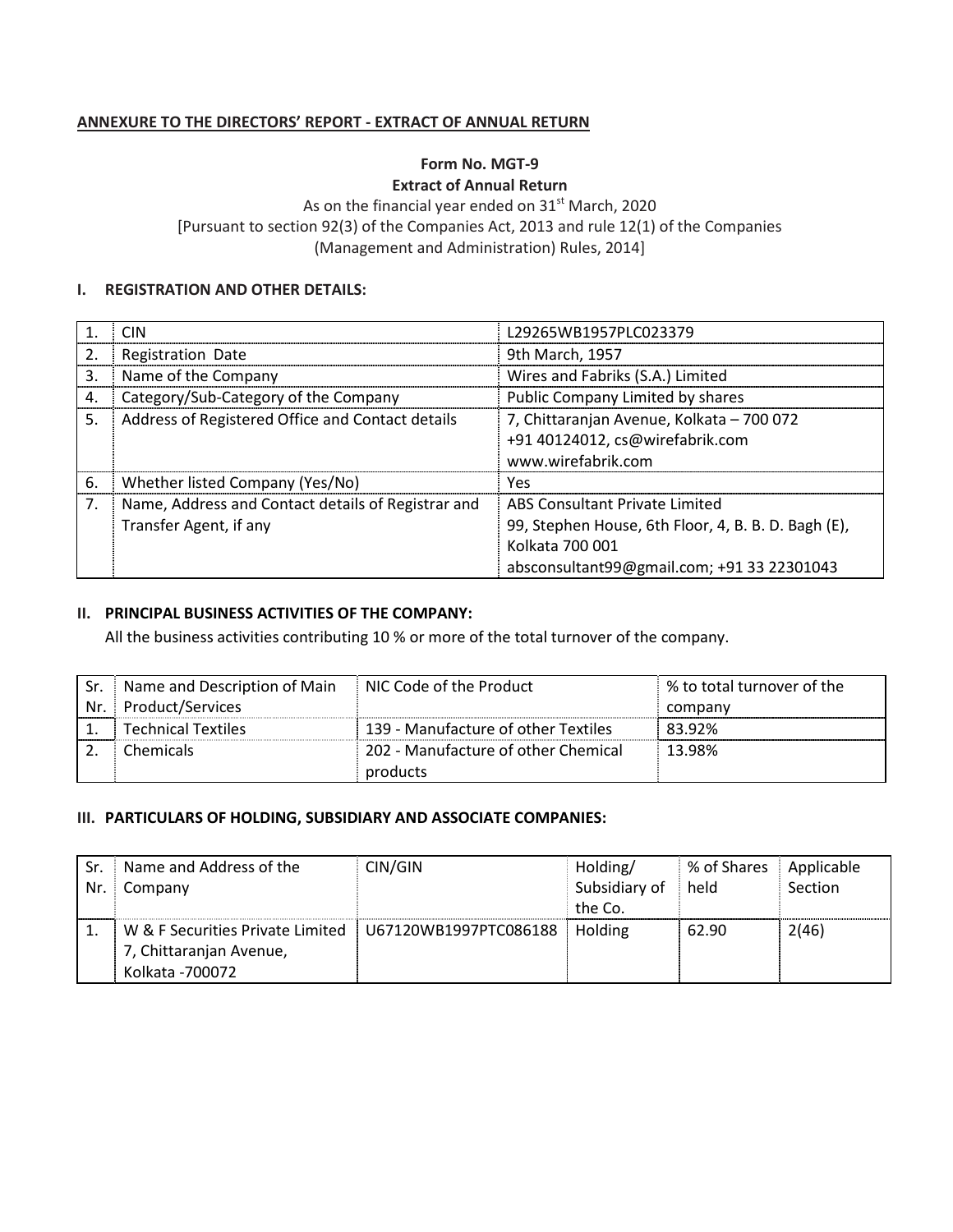**ANNEXURE TO THE DIRECTORS' REPORT - EXTRACT OF ANNUAL RETURN**

**Form No. MGT-9**

**Extract of Annual Return**

As on the financial year ended on 31st March, 2020

[Pursuant to section 92(3) of the Companies Act, 2013 and rule 12(1) of the Companies (Management and Administration) Rules, 2014]

## I. REGISTRATION AND OTHER DETAILS:

| | | |
|---|---|---|
| 1. | CIN | L29265WB1957PLC023379 |
| 2. | Registration Date | 9th March, 1957 |
| 3. | Name of the Company | Wires and Fabriks (S.A.) Limited |
| 4. | Category/Sub-Category of the Company | Public Company Limited by shares |
| 5. | Address of Registered Office and Contact details | 7, Chittaranjan Avenue, Kolkata – 700 072<br>+91 40124012, cs@wirefabrik.com<br>www.wirefabrik.com |
| 6. | Whether listed Company (Yes/No) | Yes |
| 7. | Name, Address and Contact details of Registrar and Transfer Agent, if any | ABS Consultant Private Limited<br>99, Stephen House, 6th Floor, 4, B. B. D. Bagh (E), Kolkata 700 001<br>absconsultant99@gmail.com; +91 33 22301043 |

## II. PRINCIPAL BUSINESS ACTIVITIES OF THE COMPANY:

All the business activities contributing 10 % or more of the total turnover of the company.

| Sr. Nr. | Name and Description of Main Product/Services | NIC Code of the Product | % to total turnover of the company |
|---|---|---|---|
| 1. | Technical Textiles | 139 - Manufacture of other Textiles | 83.92% |
| 2. | Chemicals | 202 - Manufacture of other Chemical products | 13.98% |

## III. PARTICULARS OF HOLDING, SUBSIDIARY AND ASSOCIATE COMPANIES:

| Sr. Nr. | Name and Address of the Company | CIN/GIN | Holding/ Subsidiary of the Co. | % of Shares held | Applicable Section |
|---|---|---|---|---|---|
| 1. | W & F Securities Private Limited 7, Chittaranjan Avenue, Kolkata -700072 | U67120WB1997PTC086188 | Holding | 62.90 | 2(46) |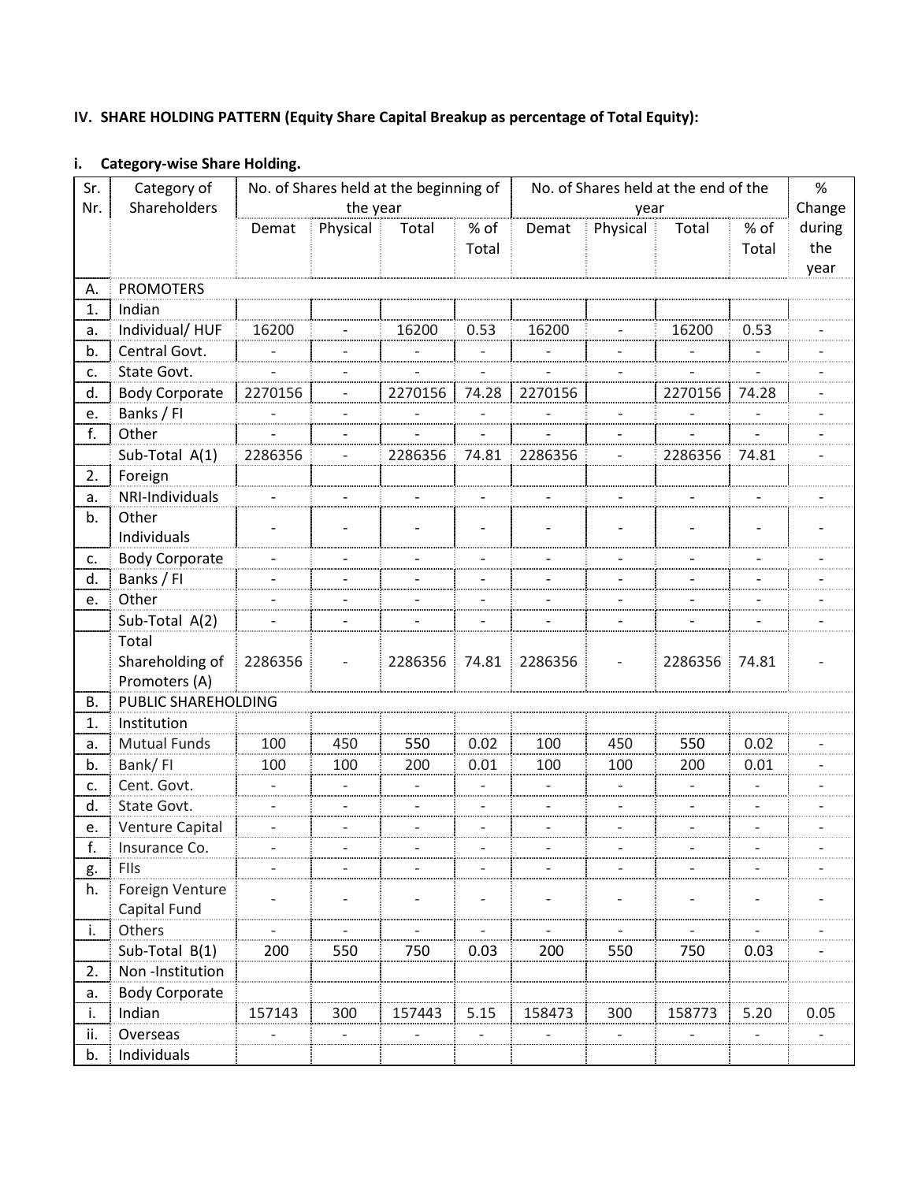**IV. SHARE HOLDING PATTERN (Equity Share Capital Breakup as percentage of Total Equity):**

**i. Category-wise Share Holding.**

| Sr. Nr. | Category of Shareholders | No. of Shares held at the beginning of the year | | | | No. of Shares held at the end of the year | | | | % Change during the year |
|---|---|---|---|---|---|---|---|---|---|---|
| | | Demat | Physical | Total | % of Total | Demat | Physical | Total | % of Total | |
| A. | PROMOTERS | | | | | | | | | |
| 1. | Indian | | | | | | | | | |
| a. | Individual/ HUF | 16200 | - | 16200 | 0.53 | 16200 | - | 16200 | 0.53 | - |
| b. | Central Govt. | - | - | - | - | - | - | - | - | - |
| c. | State Govt. | - | - | - | - | - | - | - | - | - |
| d. | Body Corporate | 2270156 | - | 2270156 | 74.28 | 2270156 | | 2270156 | 74.28 | - |
| e. | Banks / FI | - | - | - | - | - | - | - | - | - |
| f. | Other | - | - | - | - | - | - | - | - | - |
| | Sub-Total A(1) | 2286356 | - | 2286356 | 74.81 | 2286356 | - | 2286356 | 74.81 | - |
| 2. | Foreign | | | | | | | | | |
| a. | NRI-Individuals | - | - | - | - | - | - | - | - | - |
| b. | Other Individuals | - | - | - | - | - | - | - | - | - |
| c. | Body Corporate | - | - | - | - | - | - | - | - | - |
| d. | Banks / FI | - | - | - | - | - | - | - | - | - |
| e. | Other | - | - | - | - | - | - | - | - | - |
| | Sub-Total A(2) | - | - | - | - | - | - | - | - | - |
| | Total Shareholding of Promoters (A) | 2286356 | - | 2286356 | 74.81 | 2286356 | - | 2286356 | 74.81 | - |
| B. | PUBLIC SHAREHOLDING | | | | | | | | | |
| 1. | Institution | | | | | | | | | |
| a. | Mutual Funds | 100 | 450 | 550 | 0.02 | 100 | 450 | 550 | 0.02 | - |
| b. | Bank/ FI | 100 | 100 | 200 | 0.01 | 100 | 100 | 200 | 0.01 | - |
| c. | Cent. Govt. | - | - | - | - | - | - | - | - | - |
| d. | State Govt. | - | - | - | - | - | - | - | - | - |
| e. | Venture Capital | - | - | - | - | - | - | - | - | - |
| f. | Insurance Co. | - | - | - | - | - | - | - | - | - |
| g. | FIIs | - | - | - | - | - | - | - | - | - |
| h. | Foreign Venture Capital Fund | - | - | - | - | - | - | - | - | - |
| i. | Others | - | - | - | - | - | - | - | - | - |
| | Sub-Total B(1) | 200 | 550 | 750 | 0.03 | 200 | 550 | 750 | 0.03 | - |
| 2. | Non -Institution | | | | | | | | | |
| a. | Body Corporate | | | | | | | | | |
| i. | Indian | 157143 | 300 | 157443 | 5.15 | 158473 | 300 | 158773 | 5.20 | 0.05 |
| ii. | Overseas | - | - | - | - | - | - | - | - | - |
| b. | Individuals | | | | | | | | | |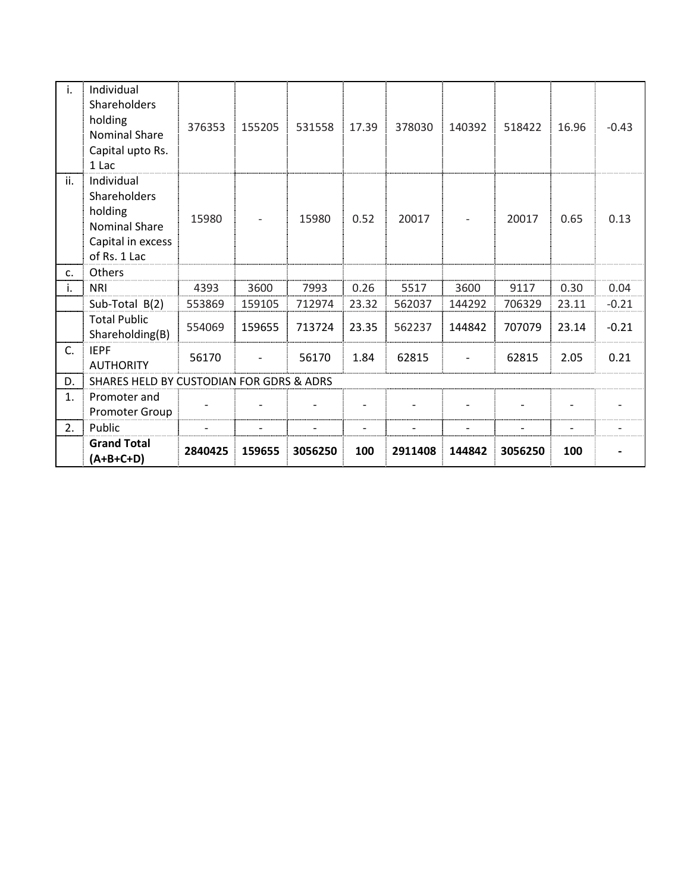| i. | Individual Shareholders holding Nominal Share Capital upto Rs. 1 Lac | 376353 | 155205 | 531558 | 17.39 | 378030 | 140392 | 518422 | 16.96 | -0.43 |
|---|---|---|---|---|---|---|---|---|---|---|
| ii. | Individual Shareholders holding Nominal Share Capital in excess of Rs. 1 Lac | 15980 | - | 15980 | 0.52 | 20017 | - | 20017 | 0.65 | 0.13 |
| c. | Others | | | | | | | | | |
| i. | NRI | 4393 | 3600 | 7993 | 0.26 | 5517 | 3600 | 9117 | 0.30 | 0.04 |
| | Sub-Total B(2) | 553869 | 159105 | 712974 | 23.32 | 562037 | 144292 | 706329 | 23.11 | -0.21 |
| | Total Public Shareholding(B) | 554069 | 159655 | 713724 | 23.35 | 562237 | 144842 | 707079 | 23.14 | -0.21 |
| C. | IEPF AUTHORITY | 56170 | - | 56170 | 1.84 | 62815 | - | 62815 | 2.05 | 0.21 |
| D. | SHARES HELD BY CUSTODIAN FOR GDRS & ADRS | | | | | | | | | |
| 1. | Promoter and Promoter Group | - | - | - | - | - | - | - | - | - |
| 2. | Public | - | - | - | - | - | - | - | - | - |
| | **Grand Total (A+B+C+D)** | **2840425** | **159655** | **3056250** | **100** | **2911408** | **144842** | **3056250** | **100** | **-** |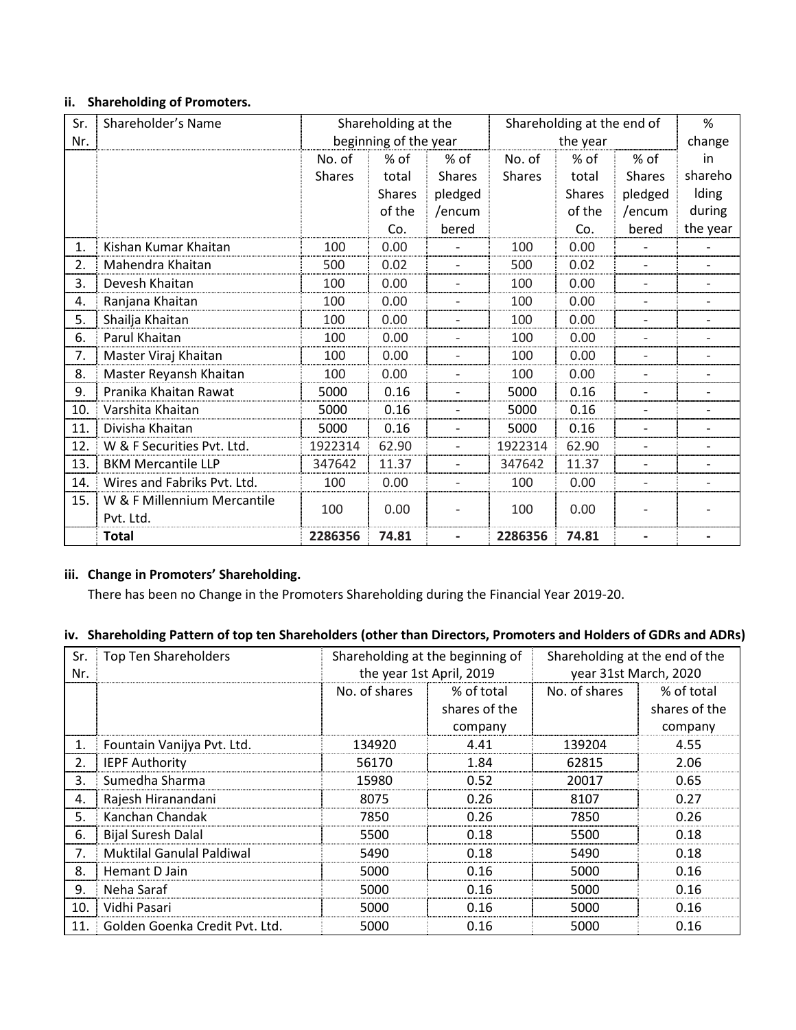### ii. Shareholding of Promoters.

| Sr. Nr. | Shareholder's Name | Shareholding at the beginning of the year | | | Shareholding at the end of the year | | | % change in shareholding during the year |
|---|---|---|---|---|---|---|---|---|
| | | No. of Shares | % of total Shares of the Co. | % of Shares pledged /encumbered | No. of Shares | % of total Shares of the Co. | % of Shares pledged /encumbered | |
| 1. | Kishan Kumar Khaitan | 100 | 0.00 | - | 100 | 0.00 | - | - |
| 2. | Mahendra Khaitan | 500 | 0.02 | - | 500 | 0.02 | - | - |
| 3. | Devesh Khaitan | 100 | 0.00 | - | 100 | 0.00 | - | - |
| 4. | Ranjana Khaitan | 100 | 0.00 | - | 100 | 0.00 | - | - |
| 5. | Shailja Khaitan | 100 | 0.00 | - | 100 | 0.00 | - | - |
| 6. | Parul Khaitan | 100 | 0.00 | - | 100 | 0.00 | - | - |
| 7. | Master Viraj Khaitan | 100 | 0.00 | - | 100 | 0.00 | - | - |
| 8. | Master Reyansh Khaitan | 100 | 0.00 | - | 100 | 0.00 | - | - |
| 9. | Pranika Khaitan Rawat | 5000 | 0.16 | - | 5000 | 0.16 | - | - |
| 10. | Varshita Khaitan | 5000 | 0.16 | - | 5000 | 0.16 | - | - |
| 11. | Divisha Khaitan | 5000 | 0.16 | - | 5000 | 0.16 | - | - |
| 12. | W & F Securities Pvt. Ltd. | 1922314 | 62.90 | - | 1922314 | 62.90 | - | - |
| 13. | BKM Mercantile LLP | 347642 | 11.37 | - | 347642 | 11.37 | - | - |
| 14. | Wires and Fabriks Pvt. Ltd. | 100 | 0.00 | - | 100 | 0.00 | - | - |
| 15. | W & F Millennium Mercantile Pvt. Ltd. | 100 | 0.00 | - | 100 | 0.00 | - | - |
| | **Total** | **2286356** | **74.81** | **-** | **2286356** | **74.81** | **-** | **-** |

### iii. Change in Promoters' Shareholding.

There has been no Change in the Promoters Shareholding during the Financial Year 2019-20.

### iv. Shareholding Pattern of top ten Shareholders (other than Directors, Promoters and Holders of GDRs and ADRs)

| Sr. Nr. | Top Ten Shareholders | Shareholding at the beginning of the year 1st April, 2019 | | Shareholding at the end of the year 31st March, 2020 | |
|---|---|---|---|---|---|
| | | No. of shares | % of total shares of the company | No. of shares | % of total shares of the company |
| 1. | Fountain Vanijya Pvt. Ltd. | 134920 | 4.41 | 139204 | 4.55 |
| 2. | IEPF Authority | 56170 | 1.84 | 62815 | 2.06 |
| 3. | Sumedha Sharma | 15980 | 0.52 | 20017 | 0.65 |
| 4. | Rajesh Hiranandani | 8075 | 0.26 | 8107 | 0.27 |
| 5. | Kanchan Chandak | 7850 | 0.26 | 7850 | 0.26 |
| 6. | Bijal Suresh Dalal | 5500 | 0.18 | 5500 | 0.18 |
| 7. | Muktilal Ganulal Paldiwal | 5490 | 0.18 | 5490 | 0.18 |
| 8. | Hemant D Jain | 5000 | 0.16 | 5000 | 0.16 |
| 9. | Neha Saraf | 5000 | 0.16 | 5000 | 0.16 |
| 10. | Vidhi Pasari | 5000 | 0.16 | 5000 | 0.16 |
| 11. | Golden Goenka Credit Pvt. Ltd. | 5000 | 0.16 | 5000 | 0.16 |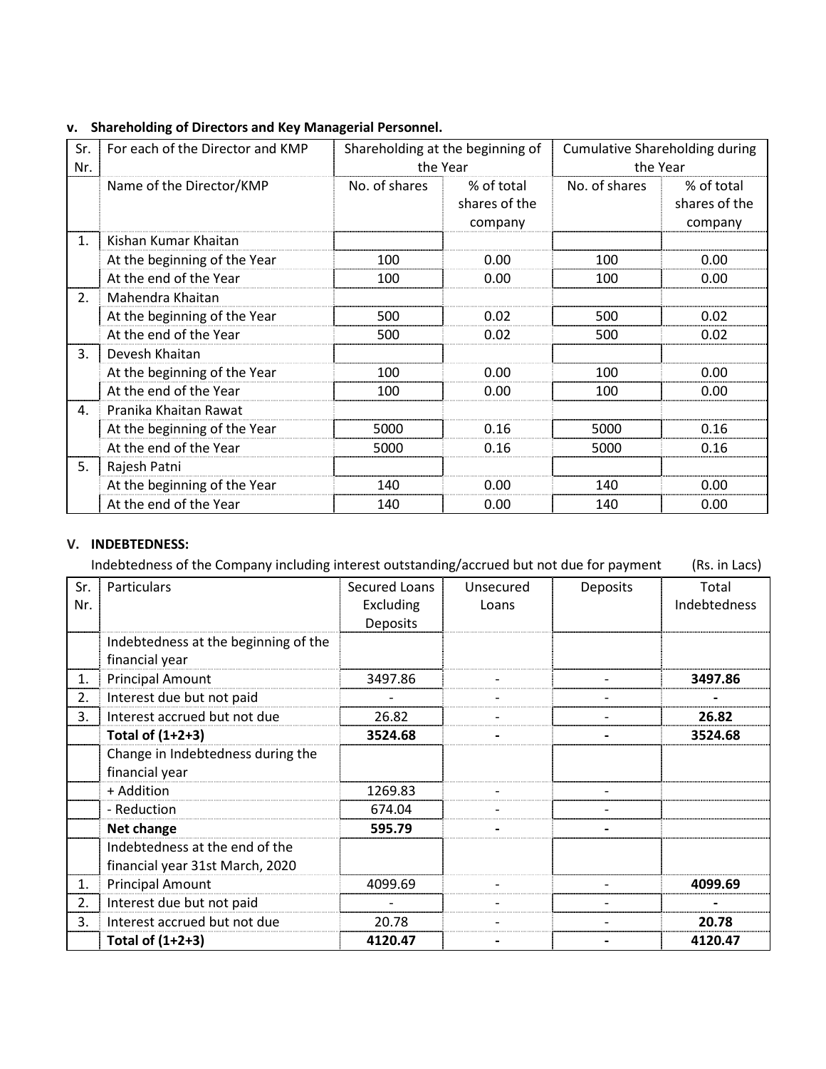### v. Shareholding of Directors and Key Managerial Personnel.

| Sr. Nr. | For each of the Director and KMP | Shareholding at the beginning of the Year | | Cumulative Shareholding during the Year | |
|---|---|---|---|---|---|
| | Name of the Director/KMP | No. of shares | % of total shares of the company | No. of shares | % of total shares of the company |
| 1. | Kishan Kumar Khaitan | | | | |
| | At the beginning of the Year | 100 | 0.00 | 100 | 0.00 |
| | At the end of the Year | 100 | 0.00 | 100 | 0.00 |
| 2. | Mahendra Khaitan | | | | |
| | At the beginning of the Year | 500 | 0.02 | 500 | 0.02 |
| | At the end of the Year | 500 | 0.02 | 500 | 0.02 |
| 3. | Devesh Khaitan | | | | |
| | At the beginning of the Year | 100 | 0.00 | 100 | 0.00 |
| | At the end of the Year | 100 | 0.00 | 100 | 0.00 |
| 4. | Pranika Khaitan Rawat | | | | |
| | At the beginning of the Year | 5000 | 0.16 | 5000 | 0.16 |
| | At the end of the Year | 5000 | 0.16 | 5000 | 0.16 |
| 5. | Rajesh Patni | | | | |
| | At the beginning of the Year | 140 | 0.00 | 140 | 0.00 |
| | At the end of the Year | 140 | 0.00 | 140 | 0.00 |

### V. INDEBTEDNESS:

Indebtedness of the Company including interest outstanding/accrued but not due for payment (Rs. in Lacs)

| Sr. Nr. | Particulars | Secured Loans Excluding Deposits | Unsecured Loans | Deposits | Total Indebtedness |
|---|---|---|---|---|---|
| | Indebtedness at the beginning of the financial year | | | | |
| 1. | Principal Amount | 3497.86 | - | - | **3497.86** |
| 2. | Interest due but not paid | - | - | - | **-** |
| 3. | Interest accrued but not due | 26.82 | - | - | **26.82** |
| | **Total of (1+2+3)** | **3524.68** | **-** | **-** | **3524.68** |
| | Change in Indebtedness during the financial year | | | | |
| | + Addition | 1269.83 | - | - | |
| | - Reduction | 674.04 | - | - | |
| | **Net change** | **595.79** | **-** | **-** | |
| | Indebtedness at the end of the financial year 31st March, 2020 | | | | |
| 1. | Principal Amount | 4099.69 | - | - | **4099.69** |
| 2. | Interest due but not paid | - | - | - | **-** |
| 3. | Interest accrued but not due | 20.78 | - | - | **20.78** |
| | **Total of (1+2+3)** | **4120.47** | **-** | **-** | **4120.47** |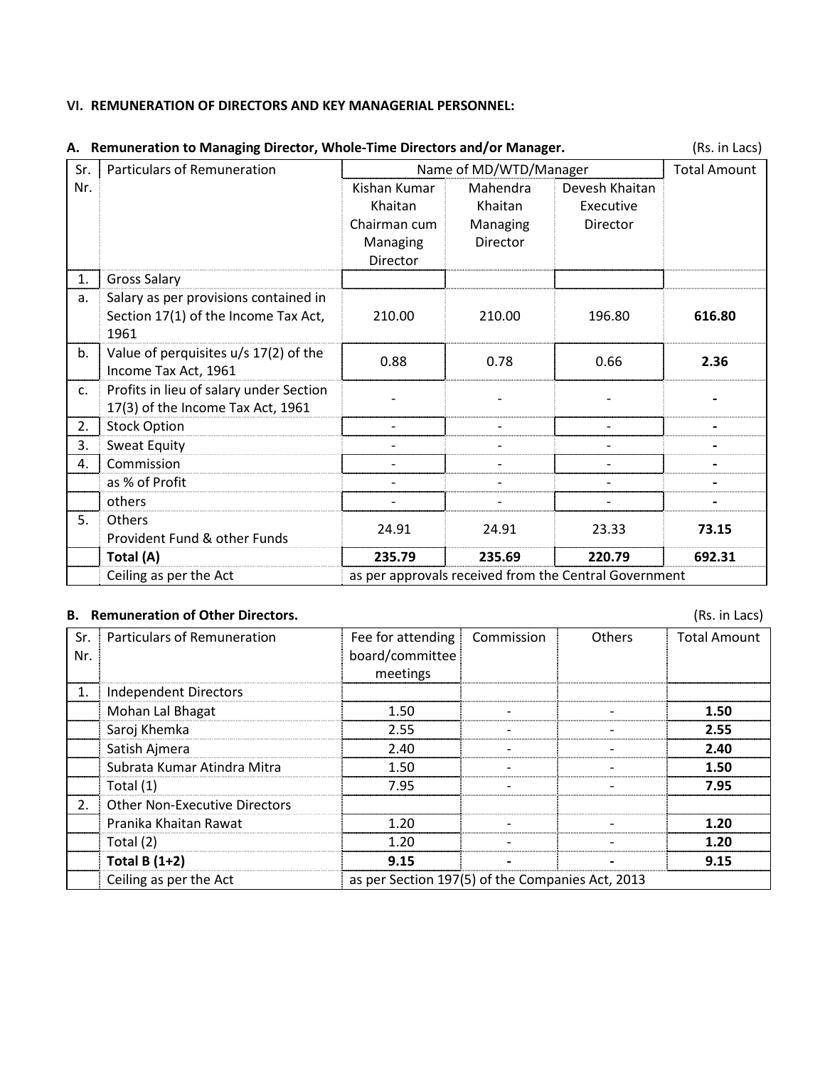### VI. REMUNERATION OF DIRECTORS AND KEY MANAGERIAL PERSONNEL:

**A. Remuneration to Managing Director, Whole-Time Directors and/or Manager.** (Rs. in Lacs)

| Sr. Nr. | Particulars of Remuneration | Name of MD/WTD/Manager | | | Total Amount |
|---|---|---|---|---|---|
| | | Kishan Kumar Khaitan Chairman cum Managing Director | Mahendra Khaitan Managing Director | Devesh Khaitan Executive Director | |
| 1. | Gross Salary | | | | |
| a. | Salary as per provisions contained in Section 17(1) of the Income Tax Act, 1961 | 210.00 | 210.00 | 196.80 | **616.80** |
| b. | Value of perquisites u/s 17(2) of the Income Tax Act, 1961 | 0.88 | 0.78 | 0.66 | **2.36** |
| c. | Profits in lieu of salary under Section 17(3) of the Income Tax Act, 1961 | - | - | - | **-** |
| 2. | Stock Option | - | - | - | **-** |
| 3. | Sweat Equity | - | - | - | **-** |
| 4. | Commission | - | - | - | **-** |
| | as % of Profit | - | - | - | **-** |
| | others | - | - | - | **-** |
| 5. | Others Provident Fund & other Funds | 24.91 | 24.91 | 23.33 | **73.15** |
| | **Total (A)** | **235.79** | **235.69** | **220.79** | **692.31** |
| | Ceiling as per the Act | as per approvals received from the Central Government | | | |

**B. Remuneration of Other Directors.** (Rs. in Lacs)

| Sr. Nr. | Particulars of Remuneration | Fee for attending board/committee meetings | Commission | Others | Total Amount |
|---|---|---|---|---|---|
| 1. | Independent Directors | | | | |
| | Mohan Lal Bhagat | 1.50 | - | - | **1.50** |
| | Saroj Khemka | 2.55 | - | - | **2.55** |
| | Satish Ajmera | 2.40 | - | - | **2.40** |
| | Subrata Kumar Atindra Mitra | 1.50 | - | - | **1.50** |
| | Total (1) | 7.95 | - | - | **7.95** |
| 2. | Other Non-Executive Directors | | | | |
| | Pranika Khaitan Rawat | 1.20 | - | - | **1.20** |
| | Total (2) | 1.20 | - | - | **1.20** |
| | **Total B (1+2)** | **9.15** | **-** | **-** | **9.15** |
| | Ceiling as per the Act | as per Section 197(5) of the Companies Act, 2013 | | | |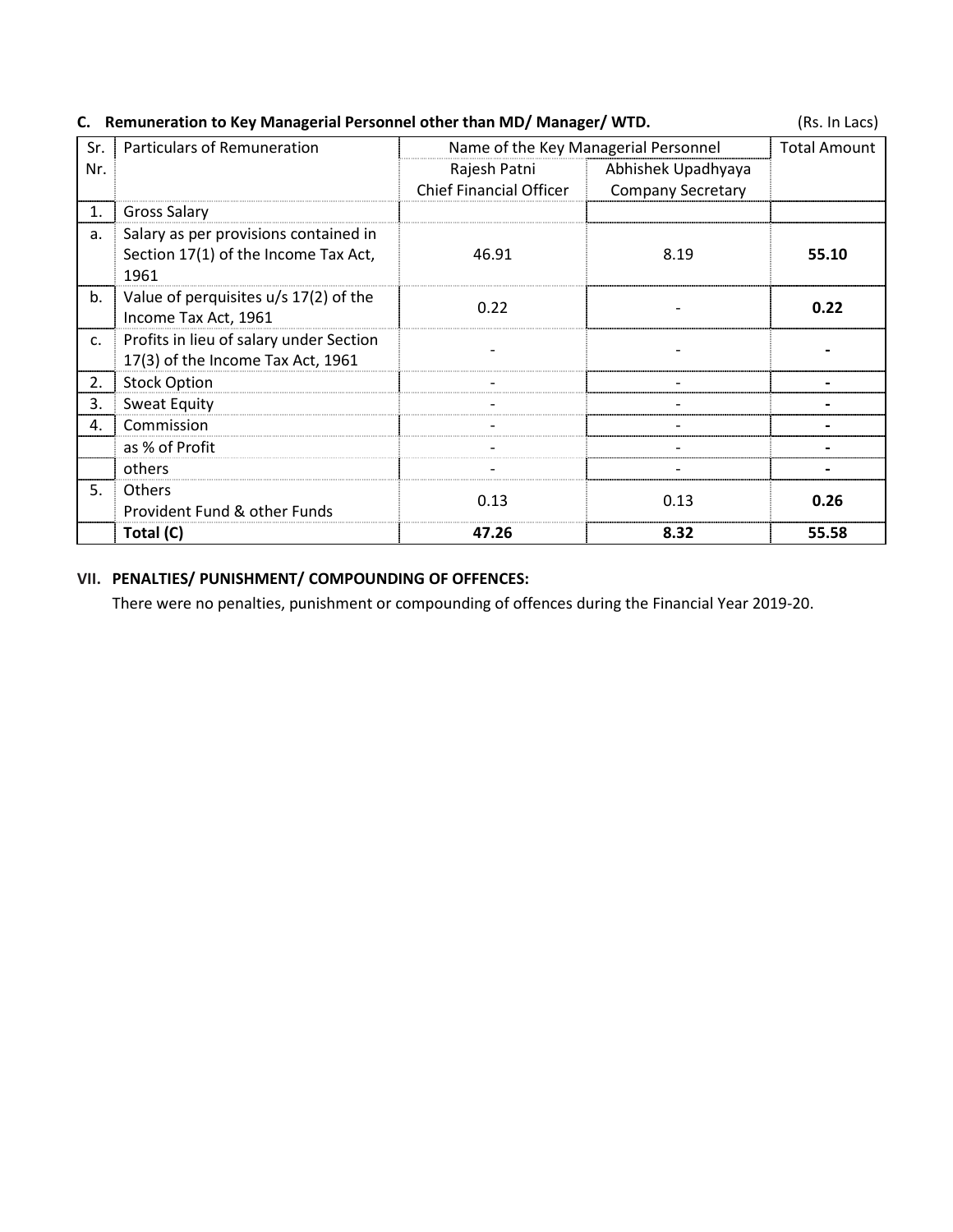**C. Remuneration to Key Managerial Personnel other than MD/ Manager/ WTD.** (Rs. In Lacs)

| Sr. Nr. | Particulars of Remuneration | Name of the Key Managerial Personnel | | Total Amount |
|---|---|---|---|---|
| | | Rajesh Patni<br>Chief Financial Officer | Abhishek Upadhyaya<br>Company Secretary | |
| 1. | Gross Salary | | | |
| a. | Salary as per provisions contained in Section 17(1) of the Income Tax Act, 1961 | 46.91 | 8.19 | **55.10** |
| b. | Value of perquisites u/s 17(2) of the Income Tax Act, 1961 | 0.22 | - | **0.22** |
| c. | Profits in lieu of salary under Section 17(3) of the Income Tax Act, 1961 | - | - | **-** |
| 2. | Stock Option | - | - | **-** |
| 3. | Sweat Equity | - | - | **-** |
| 4. | Commission | - | - | **-** |
| | as % of Profit | - | - | **-** |
| | others | - | - | **-** |
| 5. | Others<br>Provident Fund & other Funds | 0.13 | 0.13 | **0.26** |
| | **Total (C)** | **47.26** | **8.32** | **55.58** |

**VII. PENALTIES/ PUNISHMENT/ COMPOUNDING OF OFFENCES:**

There were no penalties, punishment or compounding of offences during the Financial Year 2019-20.